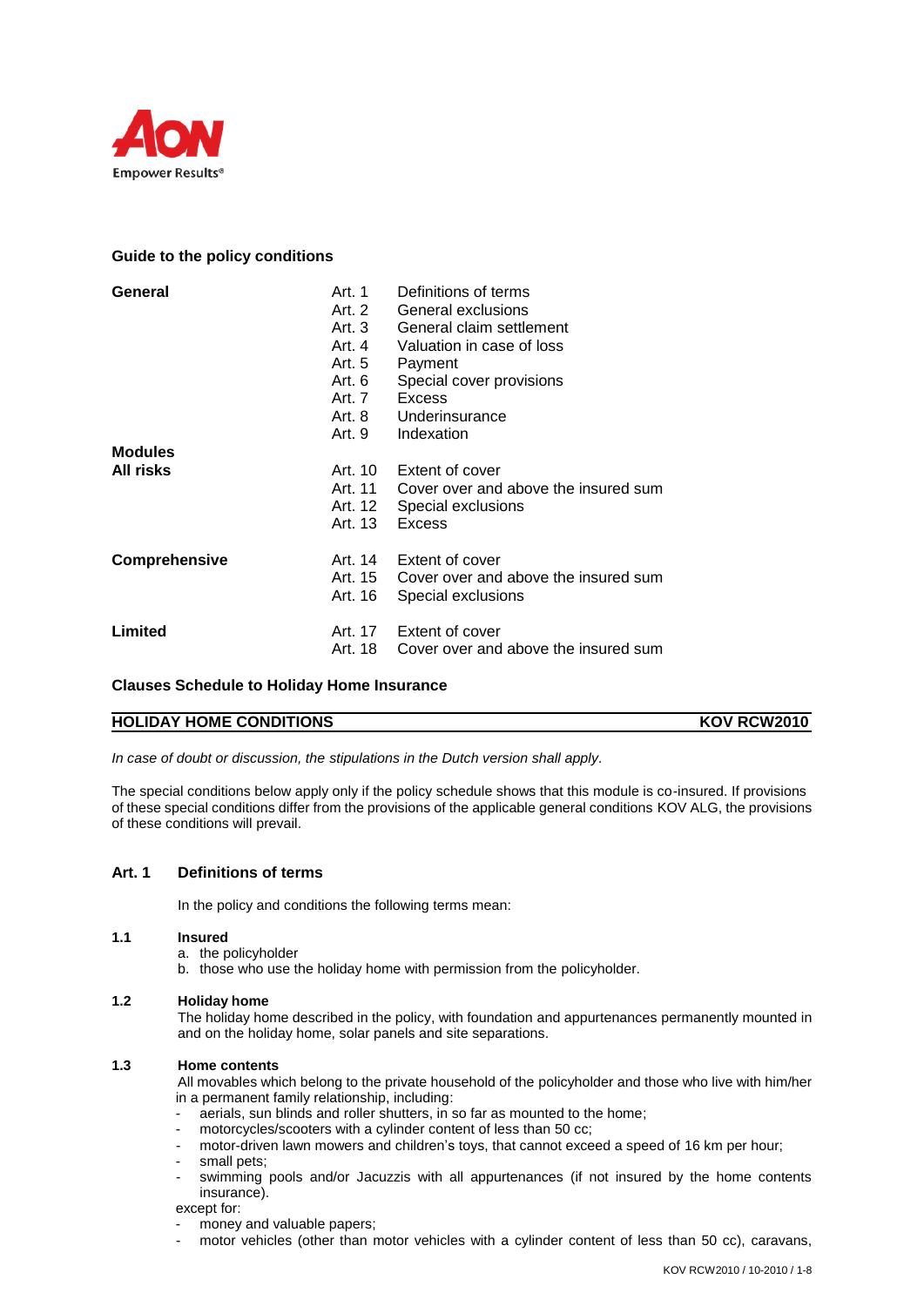Aon
Empower Results®

## Guide to the policy conditions

| | | |
|---|---|---|
| **General** | Art. 1 | Definitions of terms |
| | Art. 2 | General exclusions |
| | Art. 3 | General claim settlement |
| | Art. 4 | Valuation in case of loss |
| | Art. 5 | Payment |
| | Art. 6 | Special cover provisions |
| | Art. 7 | Excess |
| | Art. 8 | Underinsurance |
| | Art. 9 | Indexation |
| **Modules** | | |
| **All risks** | Art. 10 | Extent of cover |
| | Art. 11 | Cover over and above the insured sum |
| | Art. 12 | Special exclusions |
| | Art. 13 | Excess |
| **Comprehensive** | Art. 14 | Extent of cover |
| | Art. 15 | Cover over and above the insured sum |
| | Art. 16 | Special exclusions |
| **Limited** | Art. 17 | Extent of cover |
| | Art. 18 | Cover over and above the insured sum |

## Clauses Schedule to Holiday Home Insurance

**HOLIDAY HOME CONDITIONS** — **KOV RCW2010**

*In case of doubt or discussion, the stipulations in the Dutch version shall apply.*

The special conditions below apply only if the policy schedule shows that this module is co-insured. If provisions of these special conditions differ from the provisions of the applicable general conditions KOV ALG, the provisions of these conditions will prevail.

### Art. 1 Definitions of terms

In the policy and conditions the following terms mean:

**1.1 Insured**

a. the policyholder
b. those who use the holiday home with permission from the policyholder.

**1.2 Holiday home**

The holiday home described in the policy, with foundation and appurtenances permanently mounted in and on the holiday home, solar panels and site separations.

**1.3 Home contents**

All movables which belong to the private household of the policyholder and those who live with him/her in a permanent family relationship, including:

- aerials, sun blinds and roller shutters, in so far as mounted to the home;
- motorcycles/scooters with a cylinder content of less than 50 cc;
- motor-driven lawn mowers and children's toys, that cannot exceed a speed of 16 km per hour;
- small pets;
- swimming pools and/or Jacuzzis with all appurtenances (if not insured by the home contents insurance).

except for:

- money and valuable papers;
- motor vehicles (other than motor vehicles with a cylinder content of less than 50 cc), caravans,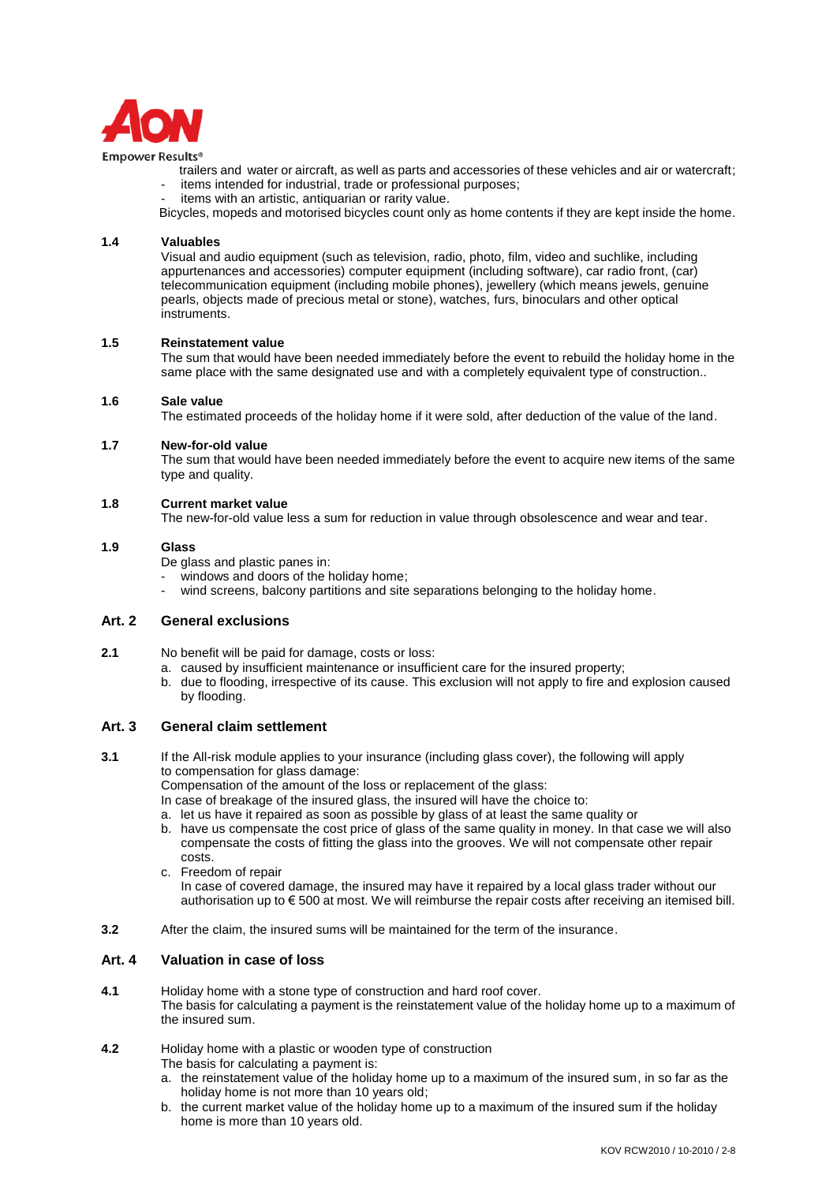trailers and water or aircraft, as well as parts and accessories of these vehicles and air or watercraft;
- items intended for industrial, trade or professional purposes;
- items with an artistic, antiquarian or rarity value.

Bicycles, mopeds and motorised bicycles count only as home contents if they are kept inside the home.

**1.4 Valuables**

Visual and audio equipment (such as television, radio, photo, film, video and suchlike, including appurtenances and accessories) computer equipment (including software), car radio front, (car) telecommunication equipment (including mobile phones), jewellery (which means jewels, genuine pearls, objects made of precious metal or stone), watches, furs, binoculars and other optical instruments.

**1.5 Reinstatement value**

The sum that would have been needed immediately before the event to rebuild the holiday home in the same place with the same designated use and with a completely equivalent type of construction..

**1.6 Sale value**

The estimated proceeds of the holiday home if it were sold, after deduction of the value of the land.

**1.7 New-for-old value**

The sum that would have been needed immediately before the event to acquire new items of the same type and quality.

**1.8 Current market value**

The new-for-old value less a sum for reduction in value through obsolescence and wear and tear.

**1.9 Glass**

De glass and plastic panes in:
- windows and doors of the holiday home;
- wind screens, balcony partitions and site separations belonging to the holiday home.

## Art. 2 General exclusions

**2.1** No benefit will be paid for damage, costs or loss:

a. caused by insufficient maintenance or insufficient care for the insured property;
b. due to flooding, irrespective of its cause. This exclusion will not apply to fire and explosion caused by flooding.

## Art. 3 General claim settlement

**3.1** If the All-risk module applies to your insurance (including glass cover), the following will apply to compensation for glass damage:

Compensation of the amount of the loss or replacement of the glass:

In case of breakage of the insured glass, the insured will have the choice to:

a. let us have it repaired as soon as possible by glass of at least the same quality or
b. have us compensate the cost price of glass of the same quality in money. In that case we will also compensate the costs of fitting the glass into the grooves. We will not compensate other repair costs.
c. Freedom of repair
   In case of covered damage, the insured may have it repaired by a local glass trader without our authorisation up to € 500 at most. We will reimburse the repair costs after receiving an itemised bill.

**3.2** After the claim, the insured sums will be maintained for the term of the insurance.

## Art. 4 Valuation in case of loss

**4.1** Holiday home with a stone type of construction and hard roof cover.

The basis for calculating a payment is the reinstatement value of the holiday home up to a maximum of the insured sum.

**4.2** Holiday home with a plastic or wooden type of construction

The basis for calculating a payment is:

a. the reinstatement value of the holiday home up to a maximum of the insured sum, in so far as the holiday home is not more than 10 years old;
b. the current market value of the holiday home up to a maximum of the insured sum if the holiday home is more than 10 years old.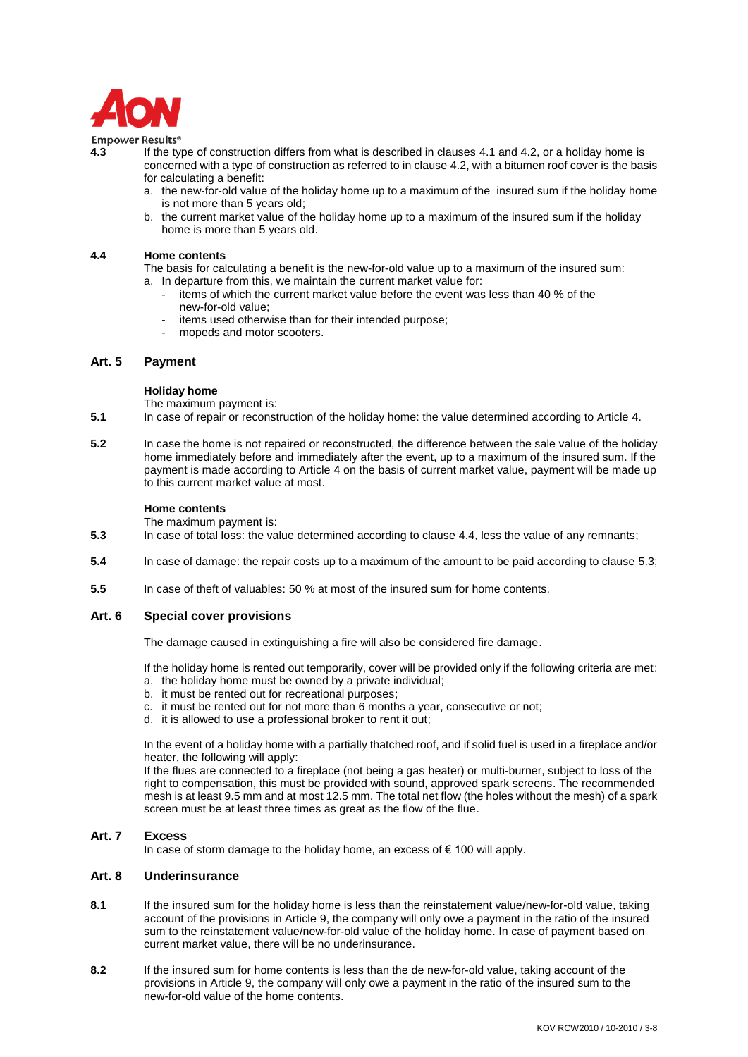**4.3** If the type of construction differs from what is described in clauses 4.1 and 4.2, or a holiday home is concerned with a type of construction as referred to in clause 4.2, with a bitumen roof cover is the basis for calculating a benefit:

a. the new-for-old value of the holiday home up to a maximum of the insured sum if the holiday home is not more than 5 years old;
b. the current market value of the holiday home up to a maximum of the insured sum if the holiday home is more than 5 years old.

**4.4 Home contents**

The basis for calculating a benefit is the new-for-old value up to a maximum of the insured sum:

a. In departure from this, we maintain the current market value for:
   - items of which the current market value before the event was less than 40 % of the new-for-old value;
   - items used otherwise than for their intended purpose;
   - mopeds and motor scooters.

## Art. 5 Payment

**Holiday home**

The maximum payment is:

**5.1** In case of repair or reconstruction of the holiday home: the value determined according to Article 4.

**5.2** In case the home is not repaired or reconstructed, the difference between the sale value of the holiday home immediately before and immediately after the event, up to a maximum of the insured sum. If the payment is made according to Article 4 on the basis of current market value, payment will be made up to this current market value at most.

**Home contents**

The maximum payment is:

**5.3** In case of total loss: the value determined according to clause 4.4, less the value of any remnants;

**5.4** In case of damage: the repair costs up to a maximum of the amount to be paid according to clause 5.3;

**5.5** In case of theft of valuables: 50 % at most of the insured sum for home contents.

## Art. 6 Special cover provisions

The damage caused in extinguishing a fire will also be considered fire damage.

If the holiday home is rented out temporarily, cover will be provided only if the following criteria are met:

a. the holiday home must be owned by a private individual;
b. it must be rented out for recreational purposes;
c. it must be rented out for not more than 6 months a year, consecutive or not;
d. it is allowed to use a professional broker to rent it out;

In the event of a holiday home with a partially thatched roof, and if solid fuel is used in a fireplace and/or heater, the following will apply:

If the flues are connected to a fireplace (not being a gas heater) or multi-burner, subject to loss of the right to compensation, this must be provided with sound, approved spark screens. The recommended mesh is at least 9.5 mm and at most 12.5 mm. The total net flow (the holes without the mesh) of a spark screen must be at least three times as great as the flow of the flue.

## Art. 7 Excess

In case of storm damage to the holiday home, an excess of € 100 will apply.

## Art. 8 Underinsurance

**8.1** If the insured sum for the holiday home is less than the reinstatement value/new-for-old value, taking account of the provisions in Article 9, the company will only owe a payment in the ratio of the insured sum to the reinstatement value/new-for-old value of the holiday home. In case of payment based on current market value, there will be no underinsurance.

**8.2** If the insured sum for home contents is less than the de new-for-old value, taking account of the provisions in Article 9, the company will only owe a payment in the ratio of the insured sum to the new-for-old value of the home contents.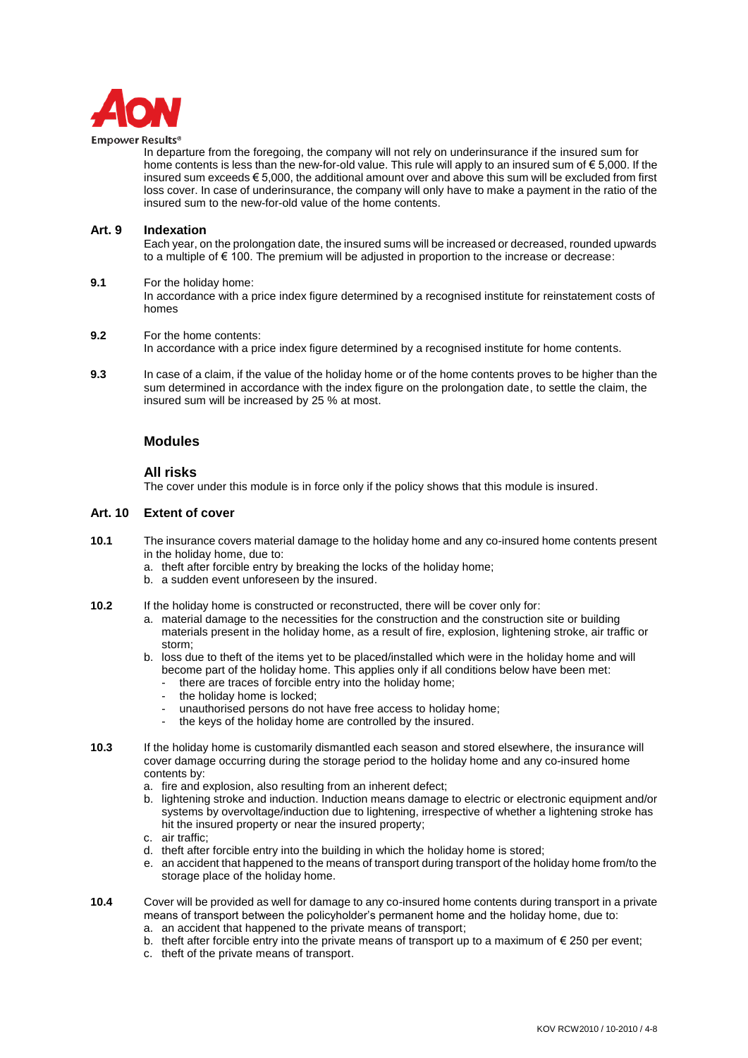In departure from the foregoing, the company will not rely on underinsurance if the insured sum for home contents is less than the new-for-old value. This rule will apply to an insured sum of € 5,000. If the insured sum exceeds € 5,000, the additional amount over and above this sum will be excluded from first loss cover. In case of underinsurance, the company will only have to make a payment in the ratio of the insured sum to the new-for-old value of the home contents.

### Art. 9 Indexation

Each year, on the prolongation date, the insured sums will be increased or decreased, rounded upwards to a multiple of € 100. The premium will be adjusted in proportion to the increase or decrease:

**9.1** For the holiday home:
In accordance with a price index figure determined by a recognised institute for reinstatement costs of homes

**9.2** For the home contents:
In accordance with a price index figure determined by a recognised institute for home contents.

**9.3** In case of a claim, if the value of the holiday home or of the home contents proves to be higher than the sum determined in accordance with the index figure on the prolongation date, to settle the claim, the insured sum will be increased by 25 % at most.

## Modules

## All risks

The cover under this module is in force only if the policy shows that this module is insured.

### Art. 10 Extent of cover

**10.1** The insurance covers material damage to the holiday home and any co-insured home contents present in the holiday home, due to:
a. theft after forcible entry by breaking the locks of the holiday home;
b. a sudden event unforeseen by the insured.

**10.2** If the holiday home is constructed or reconstructed, there will be cover only for:
a. material damage to the necessities for the construction and the construction site or building materials present in the holiday home, as a result of fire, explosion, lightening stroke, air traffic or storm;
b. loss due to theft of the items yet to be placed/installed which were in the holiday home and will become part of the holiday home. This applies only if all conditions below have been met:
- there are traces of forcible entry into the holiday home;
- the holiday home is locked;
- unauthorised persons do not have free access to holiday home;
- the keys of the holiday home are controlled by the insured.

**10.3** If the holiday home is customarily dismantled each season and stored elsewhere, the insurance will cover damage occurring during the storage period to the holiday home and any co-insured home contents by:
a. fire and explosion, also resulting from an inherent defect;
b. lightening stroke and induction. Induction means damage to electric or electronic equipment and/or systems by overvoltage/induction due to lightening, irrespective of whether a lightening stroke has hit the insured property or near the insured property;
c. air traffic;
d. theft after forcible entry into the building in which the holiday home is stored;
e. an accident that happened to the means of transport during transport of the holiday home from/to the storage place of the holiday home.

**10.4** Cover will be provided as well for damage to any co-insured home contents during transport in a private means of transport between the policyholder's permanent home and the holiday home, due to:
a. an accident that happened to the private means of transport;
b. theft after forcible entry into the private means of transport up to a maximum of € 250 per event;
c. theft of the private means of transport.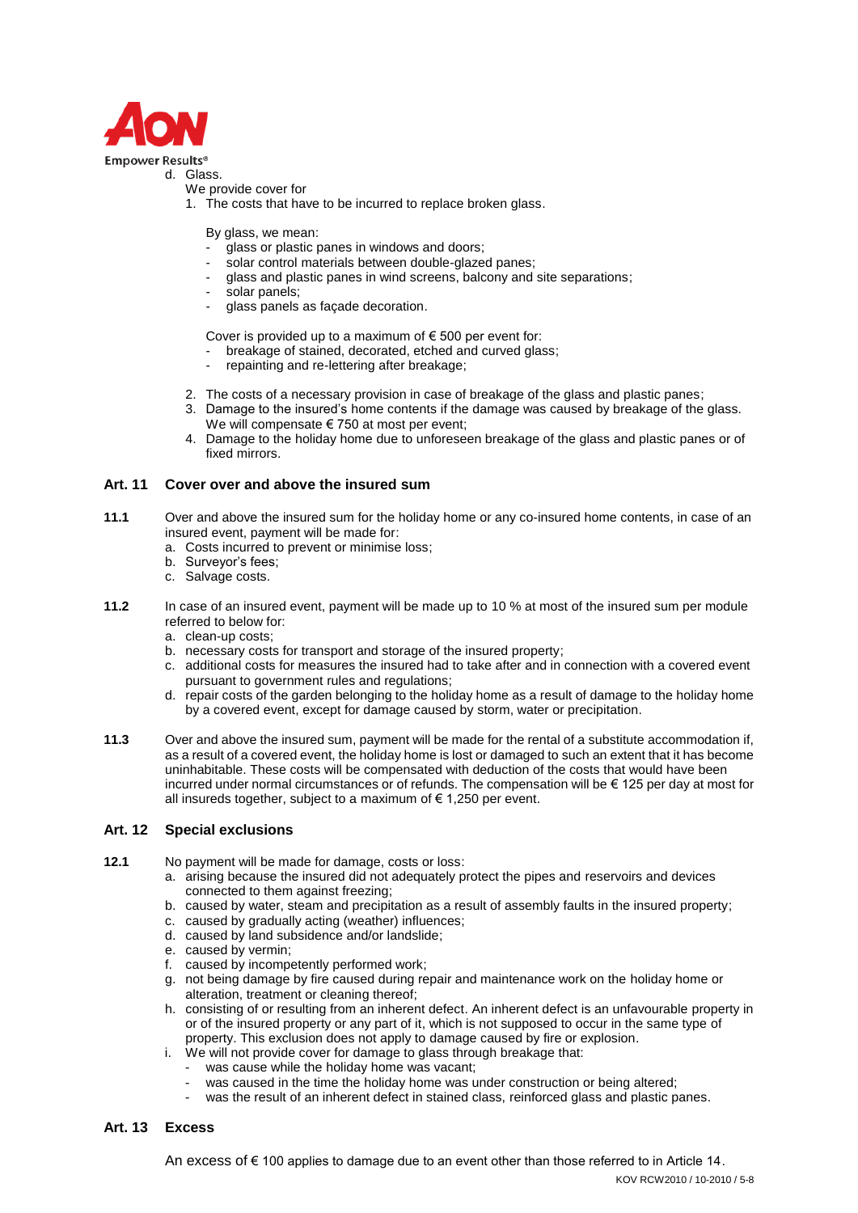d. Glass.

We provide cover for

1. The costs that have to be incurred to replace broken glass.

   By glass, we mean:
   - glass or plastic panes in windows and doors;
   - solar control materials between double-glazed panes;
   - glass and plastic panes in wind screens, balcony and site separations;
   - solar panels;
   - glass panels as façade decoration.

   Cover is provided up to a maximum of € 500 per event for:
   - breakage of stained, decorated, etched and curved glass;
   - repainting and re-lettering after breakage;

2. The costs of a necessary provision in case of breakage of the glass and plastic panes;
3. Damage to the insured's home contents if the damage was caused by breakage of the glass. We will compensate € 750 at most per event;
4. Damage to the holiday home due to unforeseen breakage of the glass and plastic panes or of fixed mirrors.

## Art. 11 Cover over and above the insured sum

**11.1** Over and above the insured sum for the holiday home or any co-insured home contents, in case of an insured event, payment will be made for:

a. Costs incurred to prevent or minimise loss;
b. Surveyor's fees;
c. Salvage costs.

**11.2** In case of an insured event, payment will be made up to 10 % at most of the insured sum per module referred to below for:

a. clean-up costs;
b. necessary costs for transport and storage of the insured property;
c. additional costs for measures the insured had to take after and in connection with a covered event pursuant to government rules and regulations;
d. repair costs of the garden belonging to the holiday home as a result of damage to the holiday home by a covered event, except for damage caused by storm, water or precipitation.

**11.3** Over and above the insured sum, payment will be made for the rental of a substitute accommodation if, as a result of a covered event, the holiday home is lost or damaged to such an extent that it has become uninhabitable. These costs will be compensated with deduction of the costs that would have been incurred under normal circumstances or of refunds. The compensation will be € 125 per day at most for all insureds together, subject to a maximum of € 1,250 per event.

## Art. 12 Special exclusions

**12.1** No payment will be made for damage, costs or loss:

a. arising because the insured did not adequately protect the pipes and reservoirs and devices connected to them against freezing;
b. caused by water, steam and precipitation as a result of assembly faults in the insured property;
c. caused by gradually acting (weather) influences;
d. caused by land subsidence and/or landslide;
e. caused by vermin;
f. caused by incompetently performed work;
g. not being damage by fire caused during repair and maintenance work on the holiday home or alteration, treatment or cleaning thereof;
h. consisting of or resulting from an inherent defect. An inherent defect is an unfavourable property in or of the insured property or any part of it, which is not supposed to occur in the same type of property. This exclusion does not apply to damage caused by fire or explosion.
i. We will not provide cover for damage to glass through breakage that:
   - was cause while the holiday home was vacant;
   - was caused in the time the holiday home was under construction or being altered;
   - was the result of an inherent defect in stained class, reinforced glass and plastic panes.

## Art. 13 Excess

An excess of € 100 applies to damage due to an event other than those referred to in Article 14.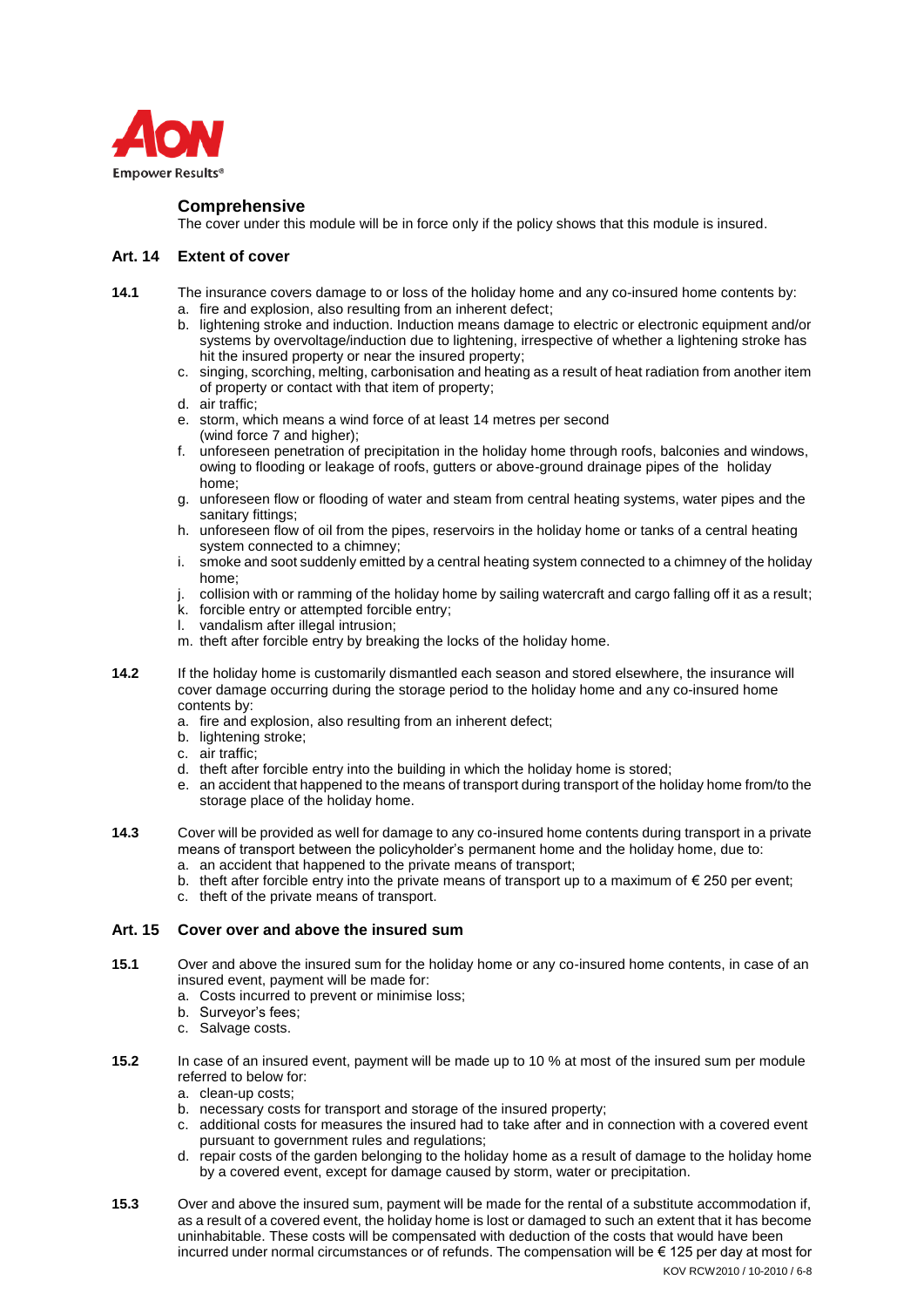## Comprehensive

The cover under this module will be in force only if the policy shows that this module is insured.

### Art. 14 Extent of cover

**14.1** The insurance covers damage to or loss of the holiday home and any co-insured home contents by:

a. fire and explosion, also resulting from an inherent defect;
b. lightening stroke and induction. Induction means damage to electric or electronic equipment and/or systems by overvoltage/induction due to lightening, irrespective of whether a lightening stroke has hit the insured property or near the insured property;
c. singing, scorching, melting, carbonisation and heating as a result of heat radiation from another item of property or contact with that item of property;
d. air traffic;
e. storm, which means a wind force of at least 14 metres per second (wind force 7 and higher);
f. unforeseen penetration of precipitation in the holiday home through roofs, balconies and windows, owing to flooding or leakage of roofs, gutters or above-ground drainage pipes of the holiday home;
g. unforeseen flow or flooding of water and steam from central heating systems, water pipes and the sanitary fittings;
h. unforeseen flow of oil from the pipes, reservoirs in the holiday home or tanks of a central heating system connected to a chimney;
i. smoke and soot suddenly emitted by a central heating system connected to a chimney of the holiday home;
j. collision with or ramming of the holiday home by sailing watercraft and cargo falling off it as a result;
k. forcible entry or attempted forcible entry;
l. vandalism after illegal intrusion;
m. theft after forcible entry by breaking the locks of the holiday home.

**14.2** If the holiday home is customarily dismantled each season and stored elsewhere, the insurance will cover damage occurring during the storage period to the holiday home and any co-insured home contents by:

a. fire and explosion, also resulting from an inherent defect;
b. lightening stroke;
c. air traffic;
d. theft after forcible entry into the building in which the holiday home is stored;
e. an accident that happened to the means of transport during transport of the holiday home from/to the storage place of the holiday home.

**14.3** Cover will be provided as well for damage to any co-insured home contents during transport in a private means of transport between the policyholder's permanent home and the holiday home, due to:

a. an accident that happened to the private means of transport;
b. theft after forcible entry into the private means of transport up to a maximum of € 250 per event;
c. theft of the private means of transport.

### Art. 15 Cover over and above the insured sum

**15.1** Over and above the insured sum for the holiday home or any co-insured home contents, in case of an insured event, payment will be made for:

a. Costs incurred to prevent or minimise loss;
b. Surveyor's fees;
c. Salvage costs.

**15.2** In case of an insured event, payment will be made up to 10 % at most of the insured sum per module referred to below for:

a. clean-up costs;
b. necessary costs for transport and storage of the insured property;
c. additional costs for measures the insured had to take after and in connection with a covered event pursuant to government rules and regulations;
d. repair costs of the garden belonging to the holiday home as a result of damage to the holiday home by a covered event, except for damage caused by storm, water or precipitation.

**15.3** Over and above the insured sum, payment will be made for the rental of a substitute accommodation if, as a result of a covered event, the holiday home is lost or damaged to such an extent that it has become uninhabitable. These costs will be compensated with deduction of the costs that would have been incurred under normal circumstances or of refunds. The compensation will be € 125 per day at most for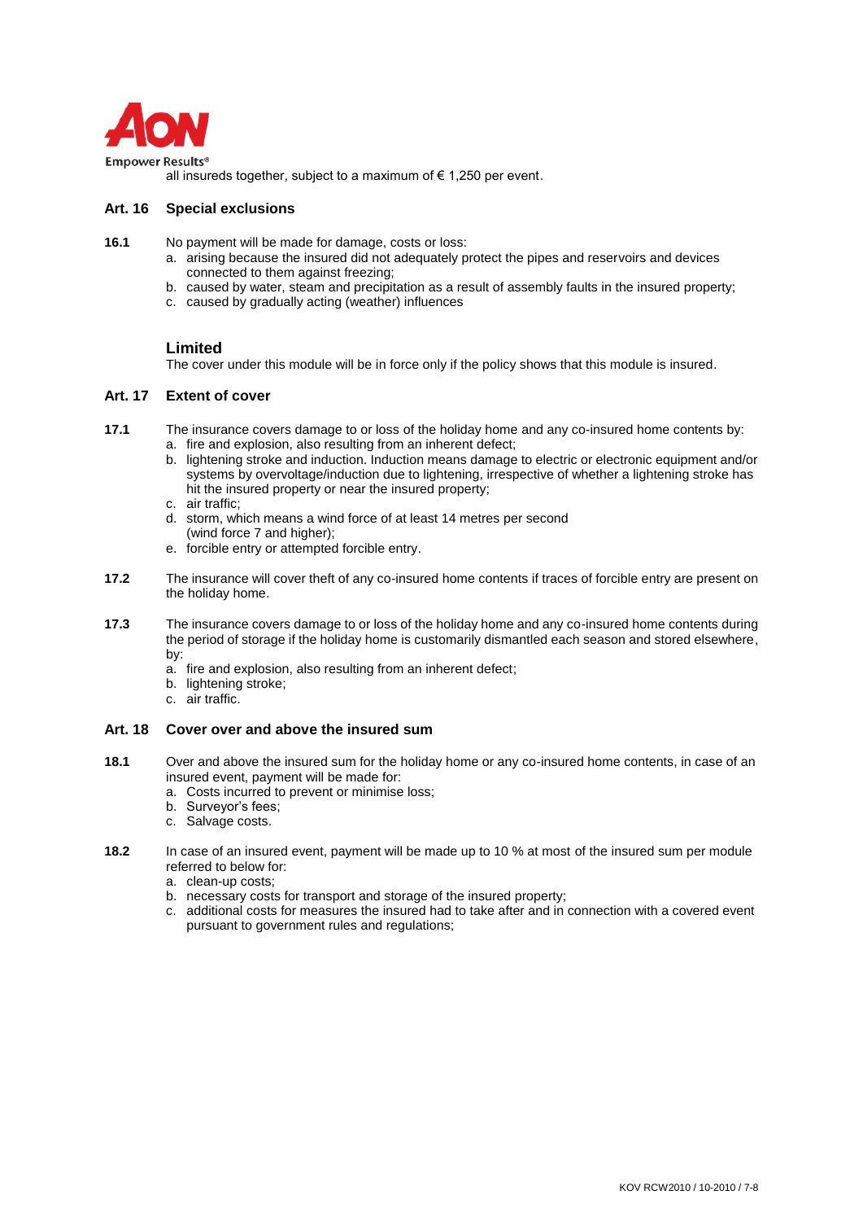all insureds together, subject to a maximum of € 1,250 per event.

## Art. 16 Special exclusions

**16.1** No payment will be made for damage, costs or loss:

a. arising because the insured did not adequately protect the pipes and reservoirs and devices connected to them against freezing;
b. caused by water, steam and precipitation as a result of assembly faults in the insured property;
c. caused by gradually acting (weather) influences

## Limited

The cover under this module will be in force only if the policy shows that this module is insured.

## Art. 17 Extent of cover

**17.1** The insurance covers damage to or loss of the holiday home and any co-insured home contents by:

a. fire and explosion, also resulting from an inherent defect;
b. lightening stroke and induction. Induction means damage to electric or electronic equipment and/or systems by overvoltage/induction due to lightening, irrespective of whether a lightening stroke has hit the insured property or near the insured property;
c. air traffic;
d. storm, which means a wind force of at least 14 metres per second (wind force 7 and higher);
e. forcible entry or attempted forcible entry.

**17.2** The insurance will cover theft of any co-insured home contents if traces of forcible entry are present on the holiday home.

**17.3** The insurance covers damage to or loss of the holiday home and any co-insured home contents during the period of storage if the holiday home is customarily dismantled each season and stored elsewhere, by:

a. fire and explosion, also resulting from an inherent defect;
b. lightening stroke;
c. air traffic.

## Art. 18 Cover over and above the insured sum

**18.1** Over and above the insured sum for the holiday home or any co-insured home contents, in case of an insured event, payment will be made for:

a. Costs incurred to prevent or minimise loss;
b. Surveyor's fees;
c. Salvage costs.

**18.2** In case of an insured event, payment will be made up to 10 % at most of the insured sum per module referred to below for:

a. clean-up costs;
b. necessary costs for transport and storage of the insured property;
c. additional costs for measures the insured had to take after and in connection with a covered event pursuant to government rules and regulations;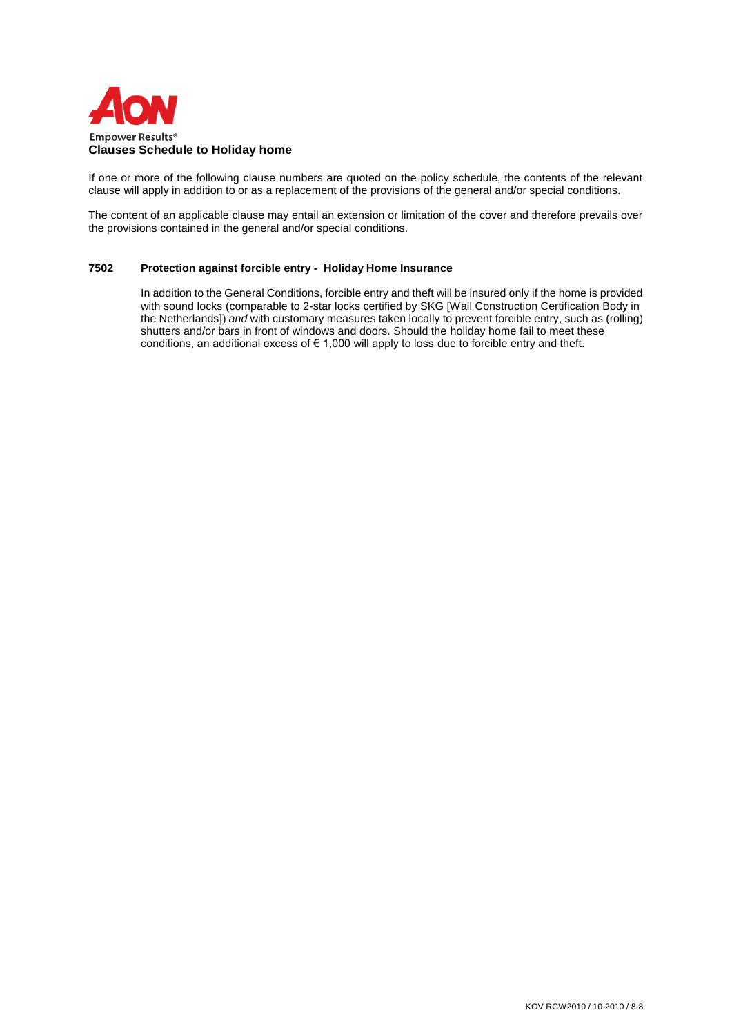Empower Results®

**Clauses Schedule to Holiday home**

If one or more of the following clause numbers are quoted on the policy schedule, the contents of the relevant clause will apply in addition to or as a replacement of the provisions of the general and/or special conditions.

The content of an applicable clause may entail an extension or limitation of the cover and therefore prevails over the provisions contained in the general and/or special conditions.

### 7502 Protection against forcible entry - Holiday Home Insurance

In addition to the General Conditions, forcible entry and theft will be insured only if the home is provided with sound locks (comparable to 2-star locks certified by SKG [Wall Construction Certification Body in the Netherlands]) *and* with customary measures taken locally to prevent forcible entry, such as (rolling) shutters and/or bars in front of windows and doors. Should the holiday home fail to meet these conditions, an additional excess of € 1,000 will apply to loss due to forcible entry and theft.

KOV RCW2010 / 10-2010 / 8-8